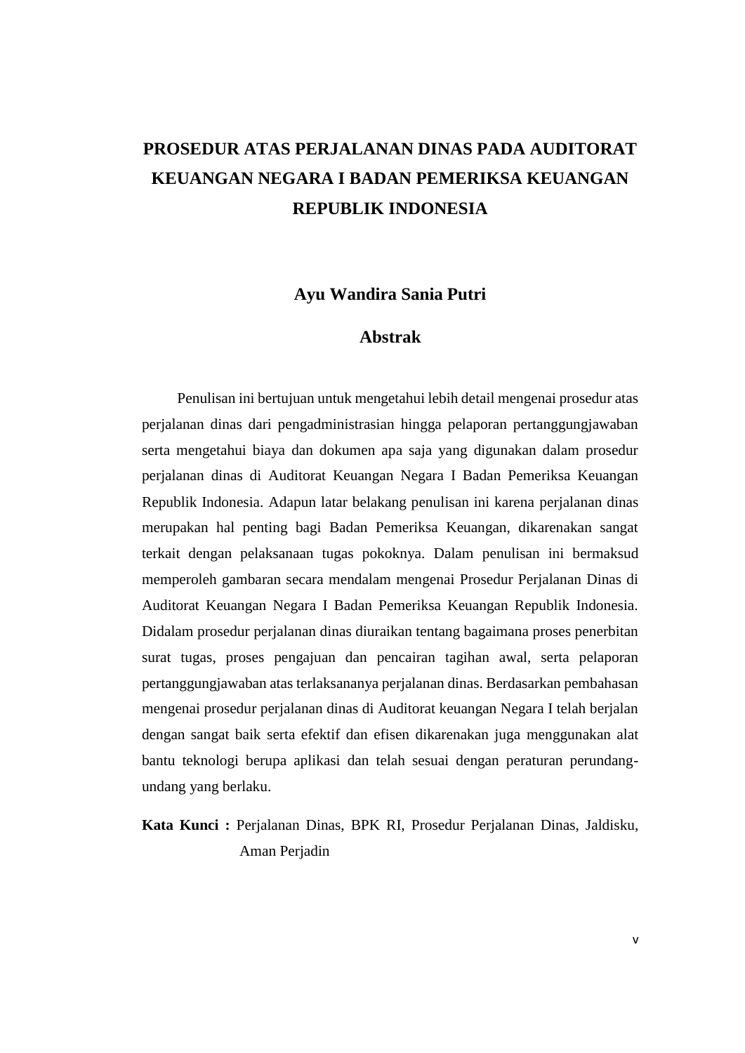# PROSEDUR ATAS PERJALANAN DINAS PADA AUDITORAT KEUANGAN NEGARA I BADAN PEMERIKSA KEUANGAN REPUBLIK INDONESIA

**Ayu Wandira Sania Putri**

## Abstrak

Penulisan ini bertujuan untuk mengetahui lebih detail mengenai prosedur atas perjalanan dinas dari pengadministrasian hingga pelaporan pertanggungjawaban serta mengetahui biaya dan dokumen apa saja yang digunakan dalam prosedur perjalanan dinas di Auditorat Keuangan Negara I Badan Pemeriksa Keuangan Republik Indonesia. Adapun latar belakang penulisan ini karena perjalanan dinas merupakan hal penting bagi Badan Pemeriksa Keuangan, dikarenakan sangat terkait dengan pelaksanaan tugas pokoknya. Dalam penulisan ini bermaksud memperoleh gambaran secara mendalam mengenai Prosedur Perjalanan Dinas di Auditorat Keuangan Negara I Badan Pemeriksa Keuangan Republik Indonesia. Didalam prosedur perjalanan dinas diuraikan tentang bagaimana proses penerbitan surat tugas, proses pengajuan dan pencairan tagihan awal, serta pelaporan pertanggungjawaban atas terlaksananya perjalanan dinas. Berdasarkan pembahasan mengenai prosedur perjalanan dinas di Auditorat keuangan Negara I telah berjalan dengan sangat baik serta efektif dan efisen dikarenakan juga menggunakan alat bantu teknologi berupa aplikasi dan telah sesuai dengan peraturan perundang-undang yang berlaku.

**Kata Kunci :** Perjalanan Dinas, BPK RI, Prosedur Perjalanan Dinas, Jaldisku, Aman Perjadin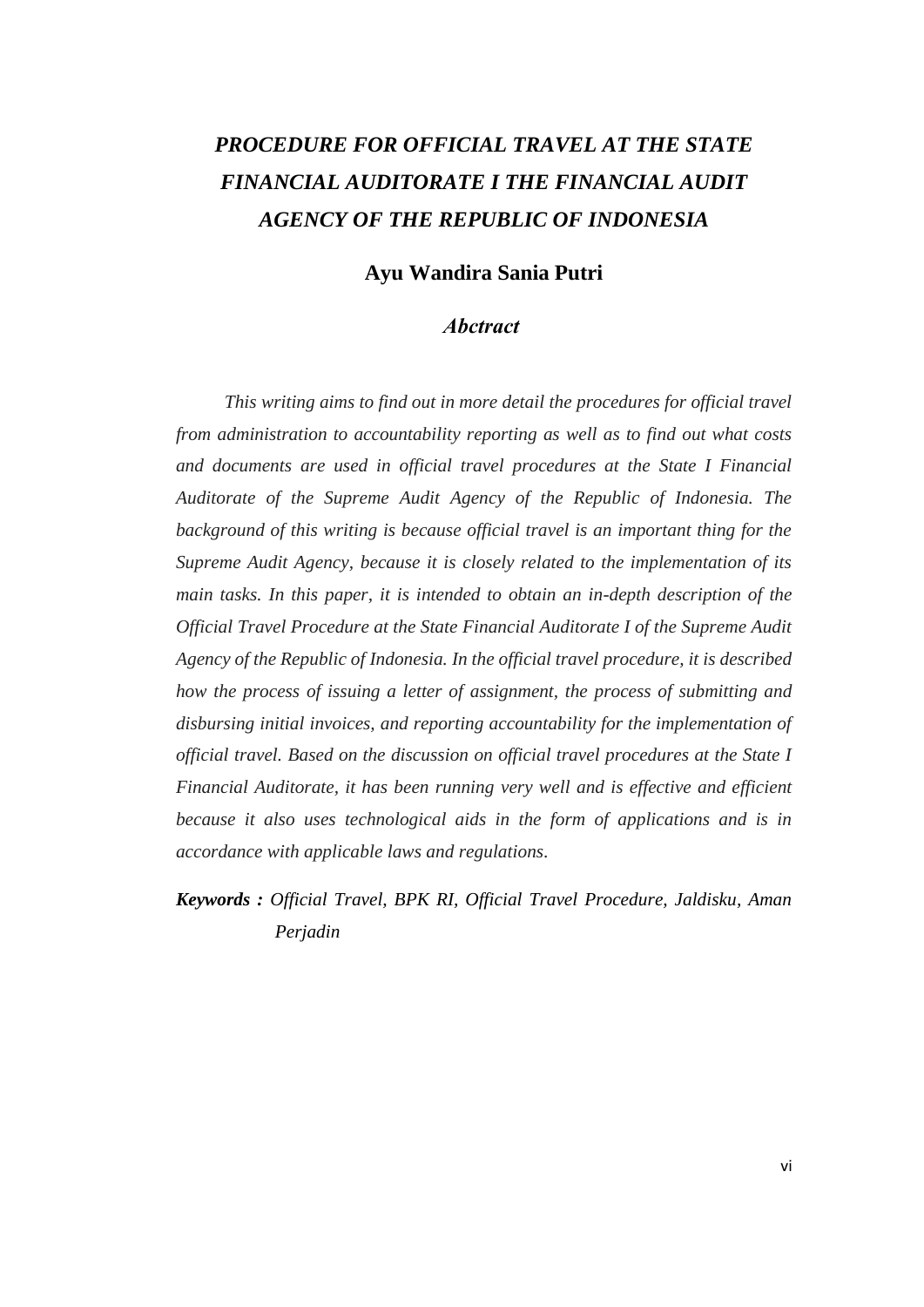# *PROCEDURE FOR OFFICIAL TRAVEL AT THE STATE FINANCIAL AUDITORATE I THE FINANCIAL AUDIT AGENCY OF THE REPUBLIC OF INDONESIA*

**Ayu Wandira Sania Putri**

## *Abctract*

*This writing aims to find out in more detail the procedures for official travel from administration to accountability reporting as well as to find out what costs and documents are used in official travel procedures at the State I Financial Auditorate of the Supreme Audit Agency of the Republic of Indonesia. The background of this writing is because official travel is an important thing for the Supreme Audit Agency, because it is closely related to the implementation of its main tasks. In this paper, it is intended to obtain an in-depth description of the Official Travel Procedure at the State Financial Auditorate I of the Supreme Audit Agency of the Republic of Indonesia. In the official travel procedure, it is described how the process of issuing a letter of assignment, the process of submitting and disbursing initial invoices, and reporting accountability for the implementation of official travel. Based on the discussion on official travel procedures at the State I Financial Auditorate, it has been running very well and is effective and efficient because it also uses technological aids in the form of applications and is in accordance with applicable laws and regulations.*

***Keywords :*** *Official Travel, BPK RI, Official Travel Procedure, Jaldisku, Aman Perjadin*